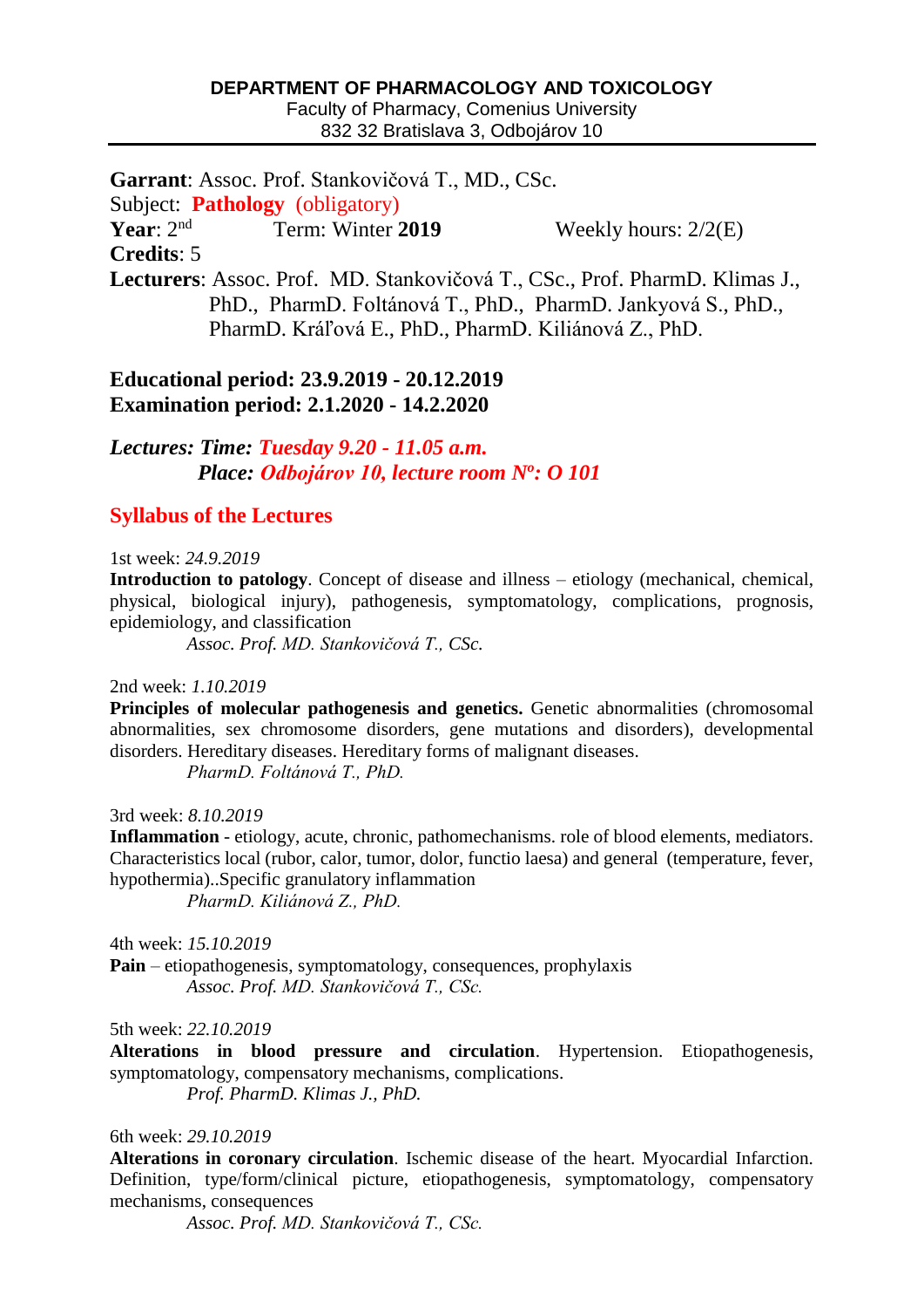**DEPARTMENT OF PHARMACOLOGY AND TOXICOLOGY**
Faculty of Pharmacy, Comenius University
832 32 Bratislava 3, Odbojárov 10

---

**Garrant**: Assoc. Prof. Stankovičová T., MD., CSc.
Subject: **Pathology** (obligatory)
**Year**: 2nd Term: Winter **2019** Weekly hours: 2/2(E)
**Credits**: 5
**Lecturers**: Assoc. Prof. MD. Stankovičová T., CSc., Prof. PharmD. Klimas J., PhD., PharmD. Foltánová T., PhD., PharmD. Jankyová S., PhD., PharmD. Kráľová E., PhD., PharmD. Kiliánová Z., PhD.

**Educational period: 23.9.2019 - 20.12.2019**
**Examination period: 2.1.2020 - 14.2.2020**

***Lectures: Time: Tuesday 9.20 - 11.05 a.m.***
***Place: Odbojárov 10, lecture room Nº: O 101***

## Syllabus of the Lectures

1st week: *24.9.2019*
**Introduction to patology**. Concept of disease and illness – etiology (mechanical, chemical, physical, biological injury), pathogenesis, symptomatology, complications, prognosis, epidemiology, and classification
*Assoc. Prof. MD. Stankovičová T., CSc.*

2nd week: *1.10.2019*
**Principles of molecular pathogenesis and genetics.** Genetic abnormalities (chromosomal abnormalities, sex chromosome disorders, gene mutations and disorders), developmental disorders. Hereditary diseases. Hereditary forms of malignant diseases.
*PharmD. Foltánová T., PhD.*

3rd week: *8.10.2019*
**Inflammation** - etiology, acute, chronic, pathomechanisms. role of blood elements, mediators. Characteristics local (rubor, calor, tumor, dolor, functio laesa) and general (temperature, fever, hypothermia)..Specific granulatory inflammation
*PharmD. Kiliánová Z., PhD.*

4th week: *15.10.2019*
**Pain** – etiopathogenesis, symptomatology, consequences, prophylaxis
*Assoc. Prof. MD. Stankovičová T., CSc.*

5th week: *22.10.2019*
**Alterations in blood pressure and circulation**. Hypertension. Etiopathogenesis, symptomatology, compensatory mechanisms, complications.
*Prof. PharmD. Klimas J., PhD.*

6th week: *29.10.2019*
**Alterations in coronary circulation**. Ischemic disease of the heart. Myocardial Infarction. Definition, type/form/clinical picture, etiopathogenesis, symptomatology, compensatory mechanisms, consequences
*Assoc. Prof. MD. Stankovičová T., CSc.*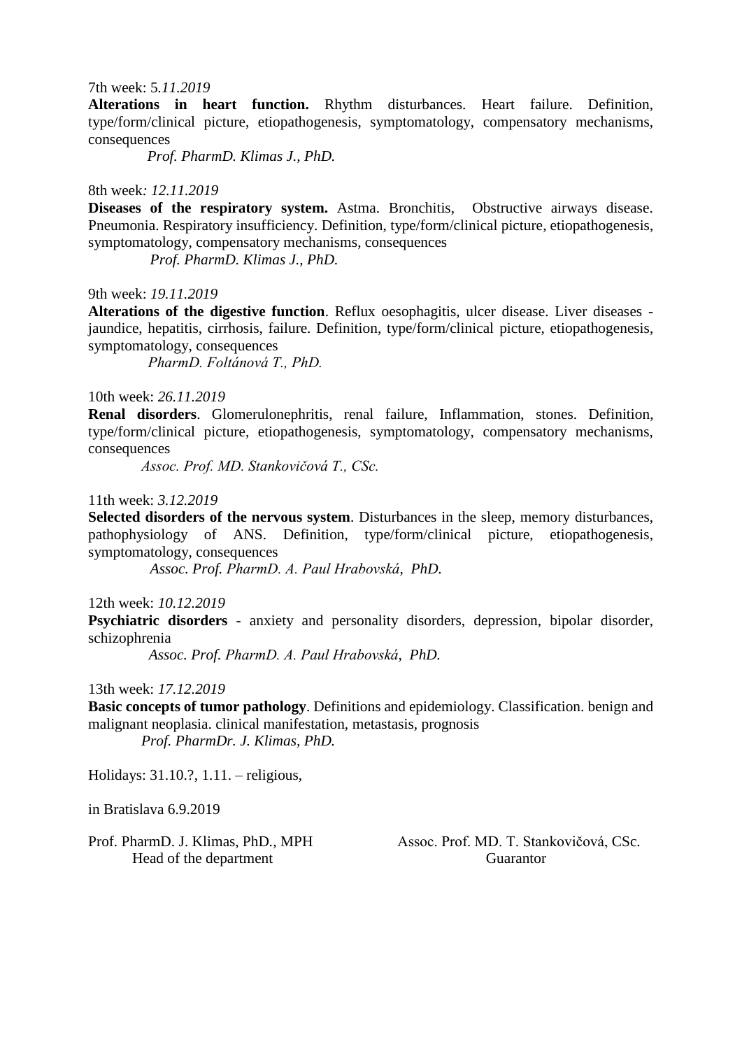7th week: 5.*11.2019*

**Alterations in heart function.** Rhythm disturbances. Heart failure. Definition, type/form/clinical picture, etiopathogenesis, symptomatology, compensatory mechanisms, consequences

*Prof. PharmD. Klimas J., PhD.*

8th week*: 12.11.2019*

**Diseases of the respiratory system.** Astma. Bronchitis, Obstructive airways disease. Pneumonia. Respiratory insufficiency. Definition, type/form/clinical picture, etiopathogenesis, symptomatology, compensatory mechanisms, consequences

*Prof. PharmD. Klimas J., PhD.*

9th week: *19.11.2019*

**Alterations of the digestive function**. Reflux oesophagitis, ulcer disease. Liver diseases - jaundice, hepatitis, cirrhosis, failure. Definition, type/form/clinical picture, etiopathogenesis, symptomatology, consequences

*PharmD. Foltánová T., PhD.*

10th week: *26.11.2019*

**Renal disorders**. Glomerulonephritis, renal failure, Inflammation, stones. Definition, type/form/clinical picture, etiopathogenesis, symptomatology, compensatory mechanisms, consequences

*Assoc. Prof. MD. Stankovičová T., CSc.*

11th week: *3.12.2019*

**Selected disorders of the nervous system**. Disturbances in the sleep, memory disturbances, pathophysiology of ANS. Definition, type/form/clinical picture, etiopathogenesis, symptomatology, consequences

*Assoc. Prof. PharmD. A. Paul Hrabovská, PhD.*

12th week: *10.12.2019*

**Psychiatric disorders** - anxiety and personality disorders, depression, bipolar disorder, schizophrenia

*Assoc. Prof. PharmD. A. Paul Hrabovská, PhD.*

13th week: *17.12.2019*

**Basic concepts of tumor pathology**. Definitions and epidemiology. Classification. benign and malignant neoplasia. clinical manifestation, metastasis, prognosis

*Prof. PharmDr. J. Klimas, PhD.*

Holidays: 31.10.?, 1.11. – religious,

in Bratislava 6.9.2019

Prof. PharmD. J. Klimas, PhD., MPH
Head of the department

Assoc. Prof. MD. T. Stankovičová, CSc.
Guarantor